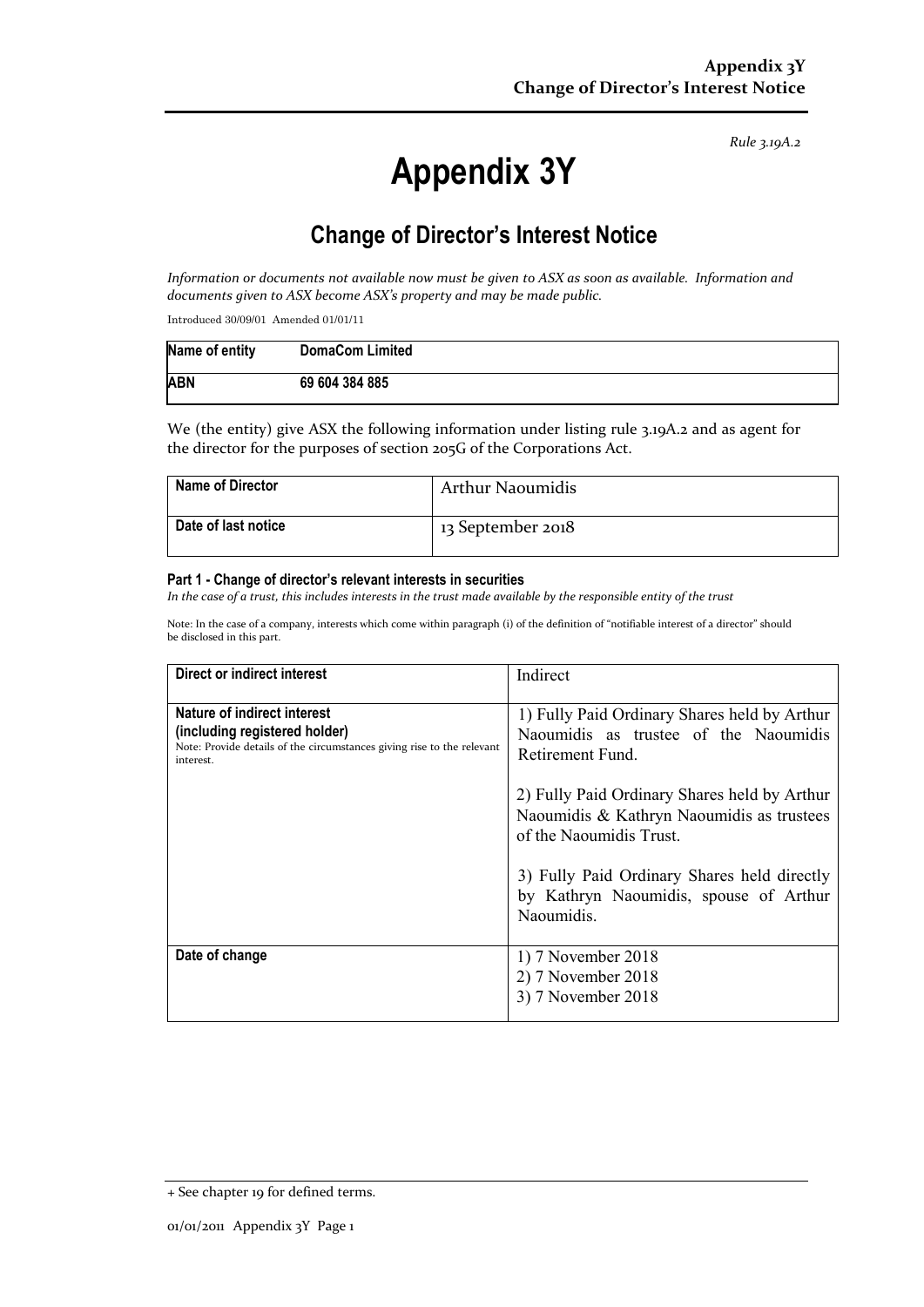*Rule 3.19A.2*

# Appendix 3Y

## Change of Director's Interest Notice

*Information or documents not available now must be given to ASX as soon as available. Information and documents given to ASX become ASX's property and may be made public.*

Introduced 30/09/01 Amended 01/01/11

| Name of entity | DomaCom Limited |
|---|---|
| ABN | 69 604 384 885 |

We (the entity) give ASX the following information under listing rule 3.19A.2 and as agent for the director for the purposes of section 205G of the Corporations Act.

| Name of Director | Arthur Naoumidis |
|---|---|
| Date of last notice | 13 September 2018 |

**Part 1 - Change of director's relevant interests in securities**

*In the case of a trust, this includes interests in the trust made available by the responsible entity of the trust*

Note: In the case of a company, interests which come within paragraph (i) of the definition of "notifiable interest of a director" should be disclosed in this part.

| Direct or indirect interest | Indirect |
|---|---|
| **Nature of indirect interest (including registered holder)**<br>Note: Provide details of the circumstances giving rise to the relevant interest. | 1) Fully Paid Ordinary Shares held by Arthur Naoumidis as trustee of the Naoumidis Retirement Fund.<br><br>2) Fully Paid Ordinary Shares held by Arthur Naoumidis & Kathryn Naoumidis as trustees of the Naoumidis Trust.<br><br>3) Fully Paid Ordinary Shares held directly by Kathryn Naoumidis, spouse of Arthur Naoumidis. |
| **Date of change** | 1) 7 November 2018<br>2) 7 November 2018<br>3) 7 November 2018 |

+ See chapter 19 for defined terms.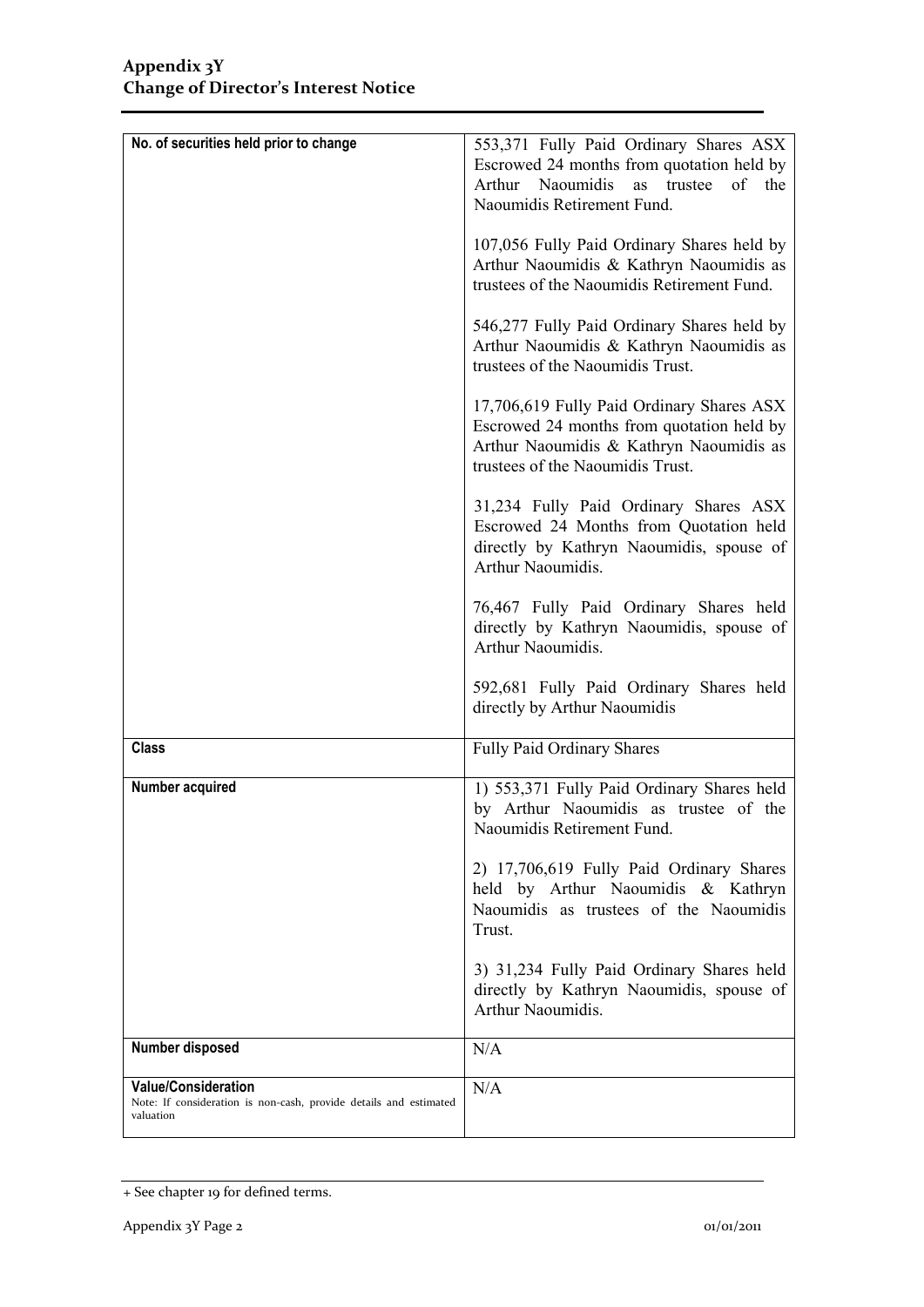| No. of securities held prior to change | 553,371 Fully Paid Ordinary Shares ASX Escrowed 24 months from quotation held by Arthur Naoumidis as trustee of the Naoumidis Retirement Fund.<br><br>107,056 Fully Paid Ordinary Shares held by Arthur Naoumidis & Kathryn Naoumidis as trustees of the Naoumidis Retirement Fund.<br><br>546,277 Fully Paid Ordinary Shares held by Arthur Naoumidis & Kathryn Naoumidis as trustees of the Naoumidis Trust.<br><br>17,706,619 Fully Paid Ordinary Shares ASX Escrowed 24 months from quotation held by Arthur Naoumidis & Kathryn Naoumidis as trustees of the Naoumidis Trust.<br><br>31,234 Fully Paid Ordinary Shares ASX Escrowed 24 Months from Quotation held directly by Kathryn Naoumidis, spouse of Arthur Naoumidis.<br><br>76,467 Fully Paid Ordinary Shares held directly by Kathryn Naoumidis, spouse of Arthur Naoumidis.<br><br>592,681 Fully Paid Ordinary Shares held directly by Arthur Naoumidis |
|---|---|
| **Class** | Fully Paid Ordinary Shares |
| **Number acquired** | 1) 553,371 Fully Paid Ordinary Shares held by Arthur Naoumidis as trustee of the Naoumidis Retirement Fund.<br><br>2) 17,706,619 Fully Paid Ordinary Shares held by Arthur Naoumidis & Kathryn Naoumidis as trustees of the Naoumidis Trust.<br><br>3) 31,234 Fully Paid Ordinary Shares held directly by Kathryn Naoumidis, spouse of Arthur Naoumidis. |
| **Number disposed** | N/A |
| **Value/Consideration**<br>Note: If consideration is non-cash, provide details and estimated valuation | N/A |

+ See chapter 19 for defined terms.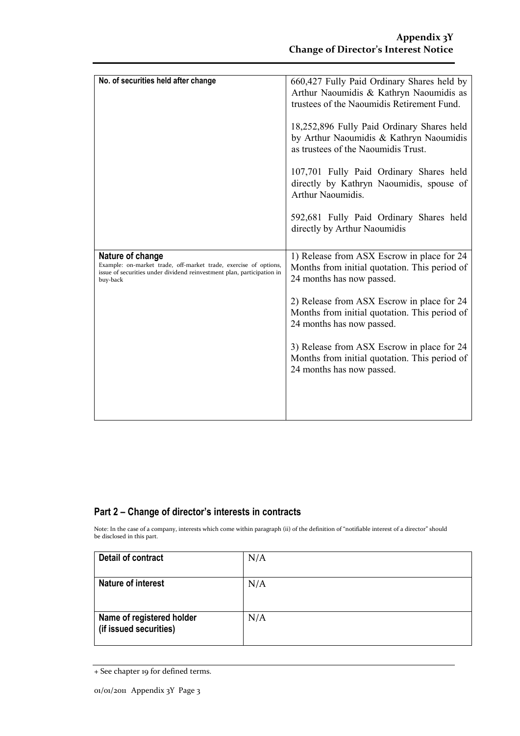| No. of securities held after change | 660,427 Fully Paid Ordinary Shares held by Arthur Naoumidis & Kathryn Naoumidis as trustees of the Naoumidis Retirement Fund.<br><br>18,252,896 Fully Paid Ordinary Shares held by Arthur Naoumidis & Kathryn Naoumidis as trustees of the Naoumidis Trust.<br><br>107,701 Fully Paid Ordinary Shares held directly by Kathryn Naoumidis, spouse of Arthur Naoumidis.<br><br>592,681 Fully Paid Ordinary Shares held directly by Arthur Naoumidis |
|---|---|
| **Nature of change**<br>Example: on-market trade, off-market trade, exercise of options, issue of securities under dividend reinvestment plan, participation in buy-back | 1) Release from ASX Escrow in place for 24 Months from initial quotation. This period of 24 months has now passed.<br><br>2) Release from ASX Escrow in place for 24 Months from initial quotation. This period of 24 months has now passed.<br><br>3) Release from ASX Escrow in place for 24 Months from initial quotation. This period of 24 months has now passed. |

## Part 2 – Change of director's interests in contracts

Note: In the case of a company, interests which come within paragraph (ii) of the definition of "notifiable interest of a director" should be disclosed in this part.

| Detail of contract | N/A |
|---|---|
| **Nature of interest** | N/A |
| **Name of registered holder (if issued securities)** | N/A |

+ See chapter 19 for defined terms.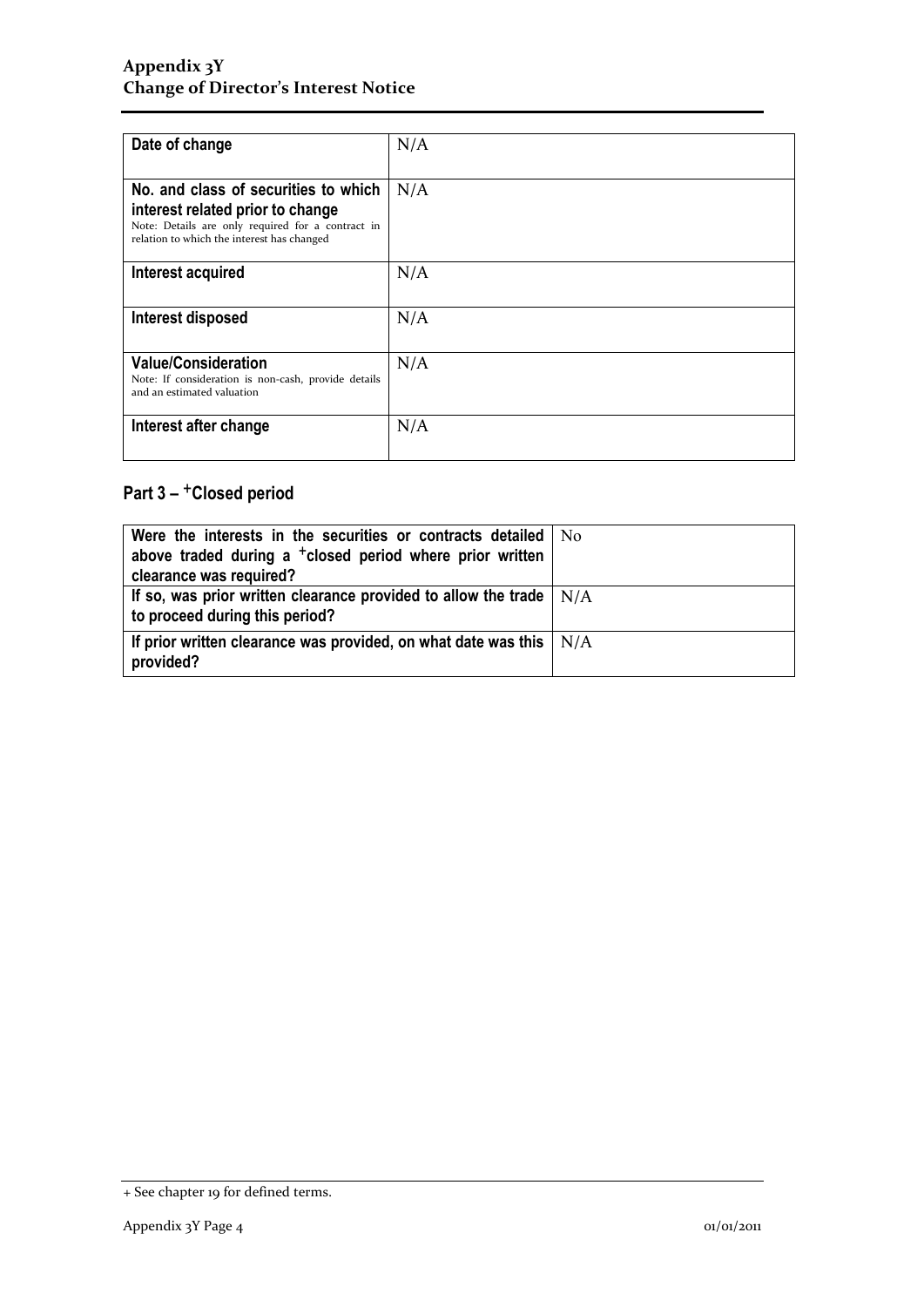| | |
|---|---|
| **Date of change** | N/A |
| **No. and class of securities to which interest related prior to change**<br>Note: Details are only required for a contract in relation to which the interest has changed | N/A |
| **Interest acquired** | N/A |
| **Interest disposed** | N/A |
| **Value/Consideration**<br>Note: If consideration is non-cash, provide details and an estimated valuation | N/A |
| **Interest after change** | N/A |

## Part 3 – +Closed period

| | |
|---|---|
| **Were the interests in the securities or contracts detailed above traded during a +closed period where prior written clearance was required?** | No |
| **If so, was prior written clearance provided to allow the trade to proceed during this period?** | N/A |
| **If prior written clearance was provided, on what date was this provided?** | N/A |

+ See chapter 19 for defined terms.